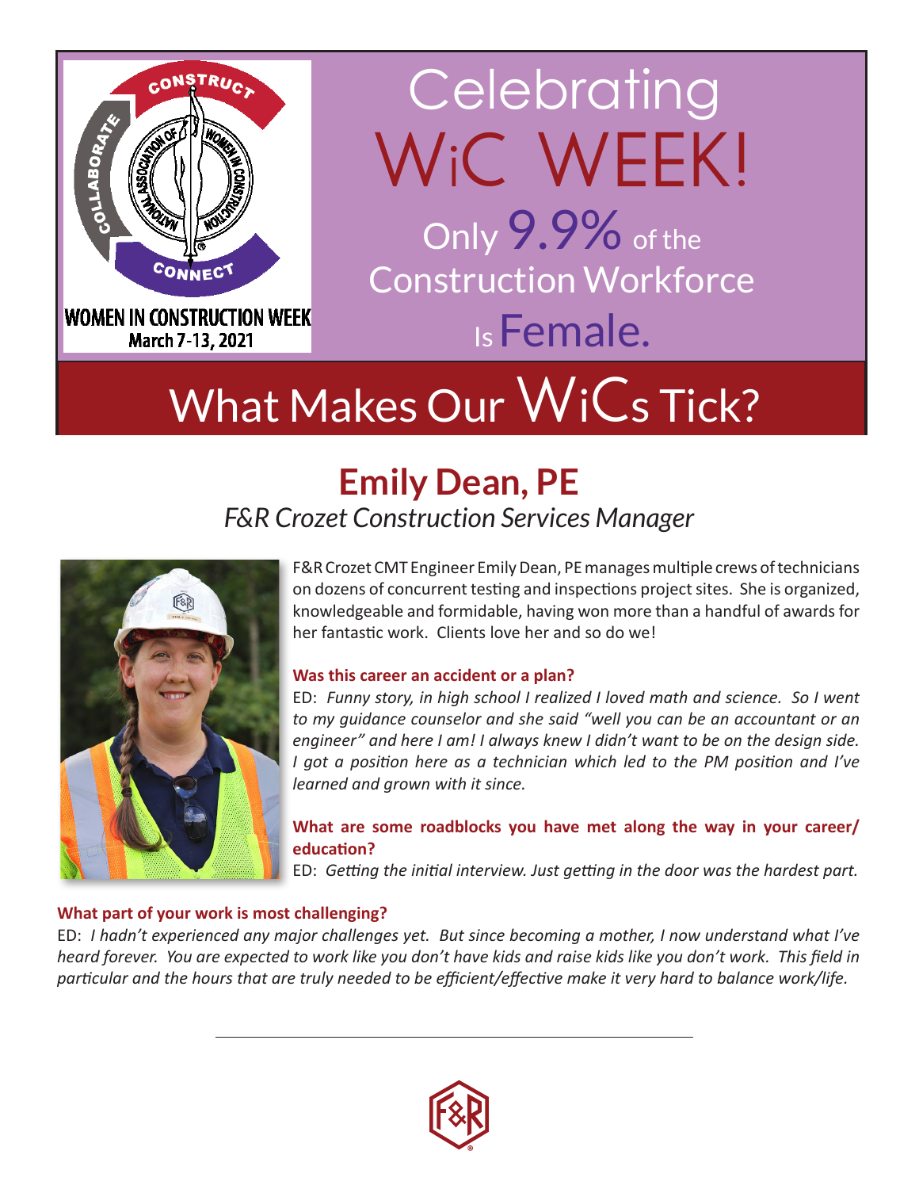CONSTRUCT

COLLABORATE

NATIONAL ASSOCIATION OF WOMEN IN CONSTRUCTION

CONNECT

WOMEN IN CONSTRUCTION WEEK

March 7-13, 2021

# Celebrating WiC WEEK!

Only 9.9% of the Construction Workforce Is Female.

# What Makes Our WiCs Tick?

## Emily Dean, PE

*F&R Crozet Construction Services Manager*

F&R Crozet CMT Engineer Emily Dean, PE manages multiple crews of technicians on dozens of concurrent testing and inspections project sites. She is organized, knowledgeable and formidable, having won more than a handful of awards for her fantastic work. Clients love her and so do we!

**Was this career an accident or a plan?**

ED: *Funny story, in high school I realized I loved math and science. So I went to my guidance counselor and she said "well you can be an accountant or an engineer" and here I am! I always knew I didn't want to be on the design side. I got a position here as a technician which led to the PM position and I've learned and grown with it since.*

**What are some roadblocks you have met along the way in your career/ education?**

ED: *Getting the initial interview. Just getting in the door was the hardest part.*

**What part of your work is most challenging?**

ED: *I hadn't experienced any major challenges yet. But since becoming a mother, I now understand what I've heard forever. You are expected to work like you don't have kids and raise kids like you don't work. This field in particular and the hours that are truly needed to be efficient/effective make it very hard to balance work/life.*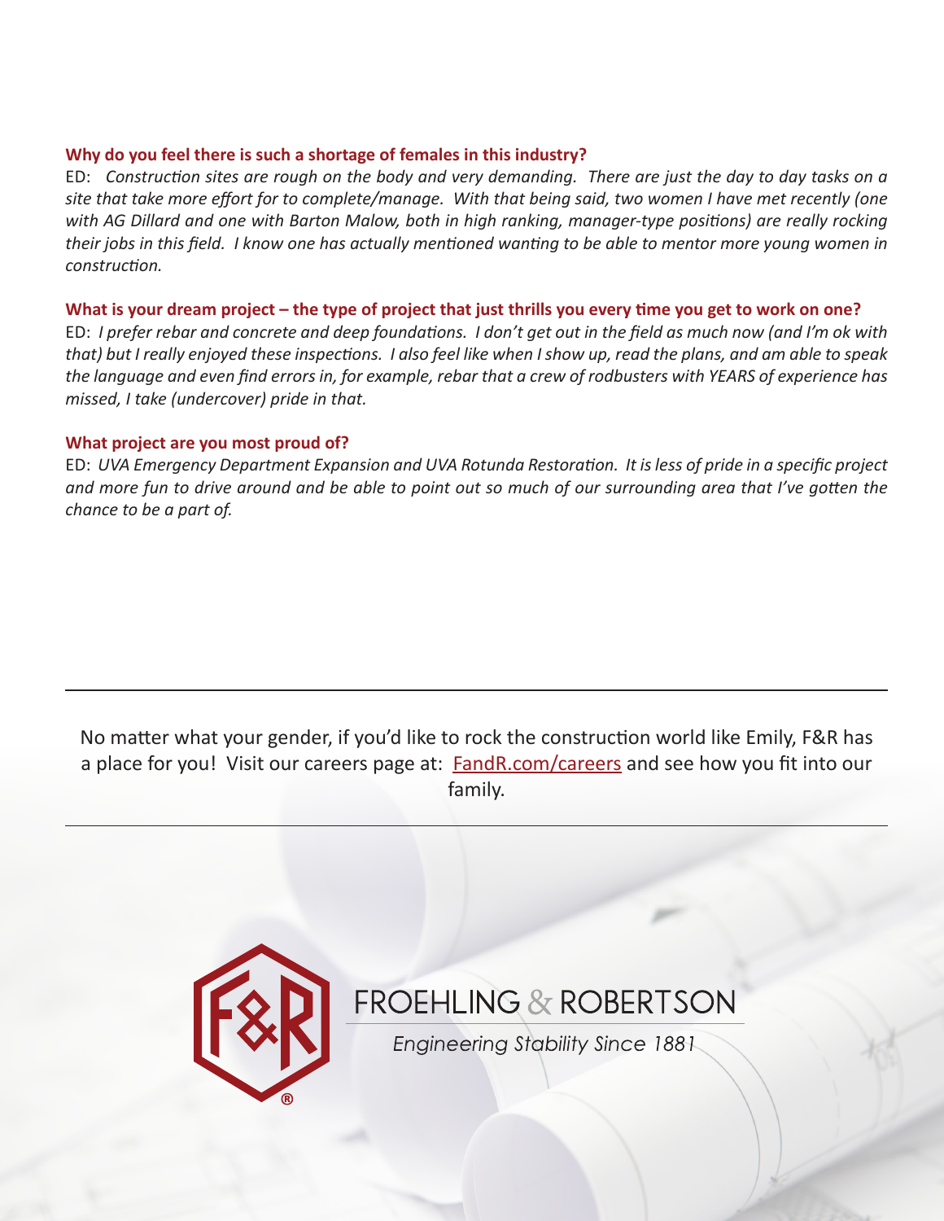**Why do you feel there is such a shortage of females in this industry?**

ED: *Construction sites are rough on the body and very demanding. There are just the day to day tasks on a site that take more effort for to complete/manage. With that being said, two women I have met recently (one with AG Dillard and one with Barton Malow, both in high ranking, manager-type positions) are really rocking their jobs in this field. I know one has actually mentioned wanting to be able to mentor more young women in construction.*

**What is your dream project – the type of project that just thrills you every time you get to work on one?**

ED: *I prefer rebar and concrete and deep foundations. I don't get out in the field as much now (and I'm ok with that) but I really enjoyed these inspections. I also feel like when I show up, read the plans, and am able to speak the language and even find errors in, for example, rebar that a crew of rodbusters with YEARS of experience has missed, I take (undercover) pride in that.*

**What project are you most proud of?**

ED: *UVA Emergency Department Expansion and UVA Rotunda Restoration. It is less of pride in a specific project and more fun to drive around and be able to point out so much of our surrounding area that I've gotten the chance to be a part of.*

---

No matter what your gender, if you'd like to rock the construction world like Emily, F&R has a place for you! Visit our careers page at: [FandR.com/careers](FandR.com/careers) and see how you fit into our family.

---

F&R®

FROEHLING & ROBERTSON

*Engineering Stability Since 1881*